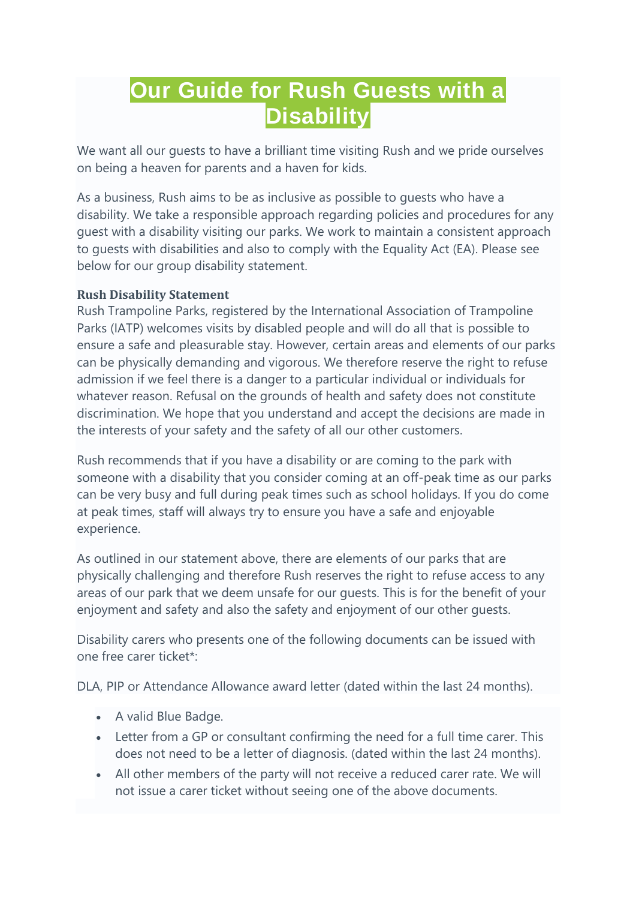# Our Guide for Rush Guests with a Disability

We want all our guests to have a brilliant time visiting Rush and we pride ourselves on being a heaven for parents and a haven for kids.

As a business, Rush aims to be as inclusive as possible to guests who have a disability. We take a responsible approach regarding policies and procedures for any guest with a disability visiting our parks. We work to maintain a consistent approach to guests with disabilities and also to comply with the Equality Act (EA). Please see below for our group disability statement.

**Rush Disability Statement**
Rush Trampoline Parks, registered by the International Association of Trampoline Parks (IATP) welcomes visits by disabled people and will do all that is possible to ensure a safe and pleasurable stay. However, certain areas and elements of our parks can be physically demanding and vigorous. We therefore reserve the right to refuse admission if we feel there is a danger to a particular individual or individuals for whatever reason. Refusal on the grounds of health and safety does not constitute discrimination. We hope that you understand and accept the decisions are made in the interests of your safety and the safety of all our other customers.

Rush recommends that if you have a disability or are coming to the park with someone with a disability that you consider coming at an off-peak time as our parks can be very busy and full during peak times such as school holidays. If you do come at peak times, staff will always try to ensure you have a safe and enjoyable experience.

As outlined in our statement above, there are elements of our parks that are physically challenging and therefore Rush reserves the right to refuse access to any areas of our park that we deem unsafe for our guests. This is for the benefit of your enjoyment and safety and also the safety and enjoyment of our other guests.

Disability carers who presents one of the following documents can be issued with one free carer ticket*:

DLA, PIP or Attendance Allowance award letter (dated within the last 24 months).

- A valid Blue Badge.
- Letter from a GP or consultant confirming the need for a full time carer. This does not need to be a letter of diagnosis. (dated within the last 24 months).
- All other members of the party will not receive a reduced carer rate. We will not issue a carer ticket without seeing one of the above documents.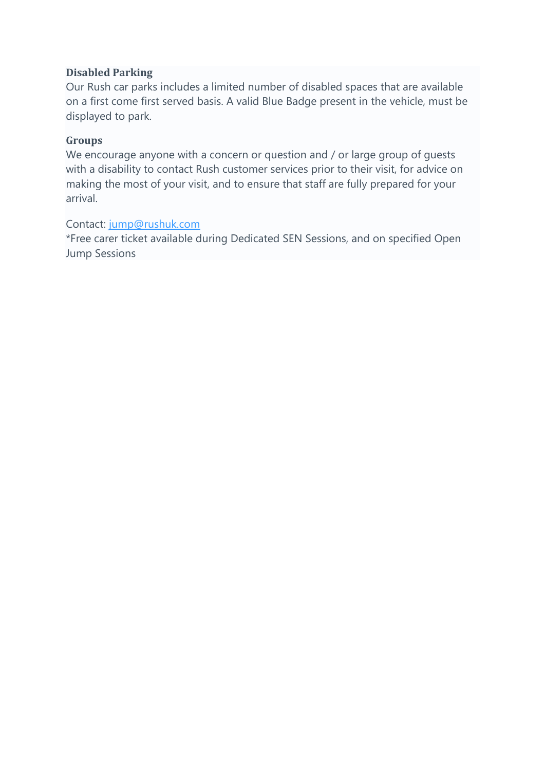**Disabled Parking**

Our Rush car parks includes a limited number of disabled spaces that are available on a first come first served basis. A valid Blue Badge present in the vehicle, must be displayed to park.

**Groups**

We encourage anyone with a concern or question and / or large group of guests with a disability to contact Rush customer services prior to their visit, for advice on making the most of your visit, and to ensure that staff are fully prepared for your arrival.

Contact: [jump@rushuk.com](mailto:jump@rushuk.com)

*Free carer ticket available during Dedicated SEN Sessions, and on specified Open Jump Sessions